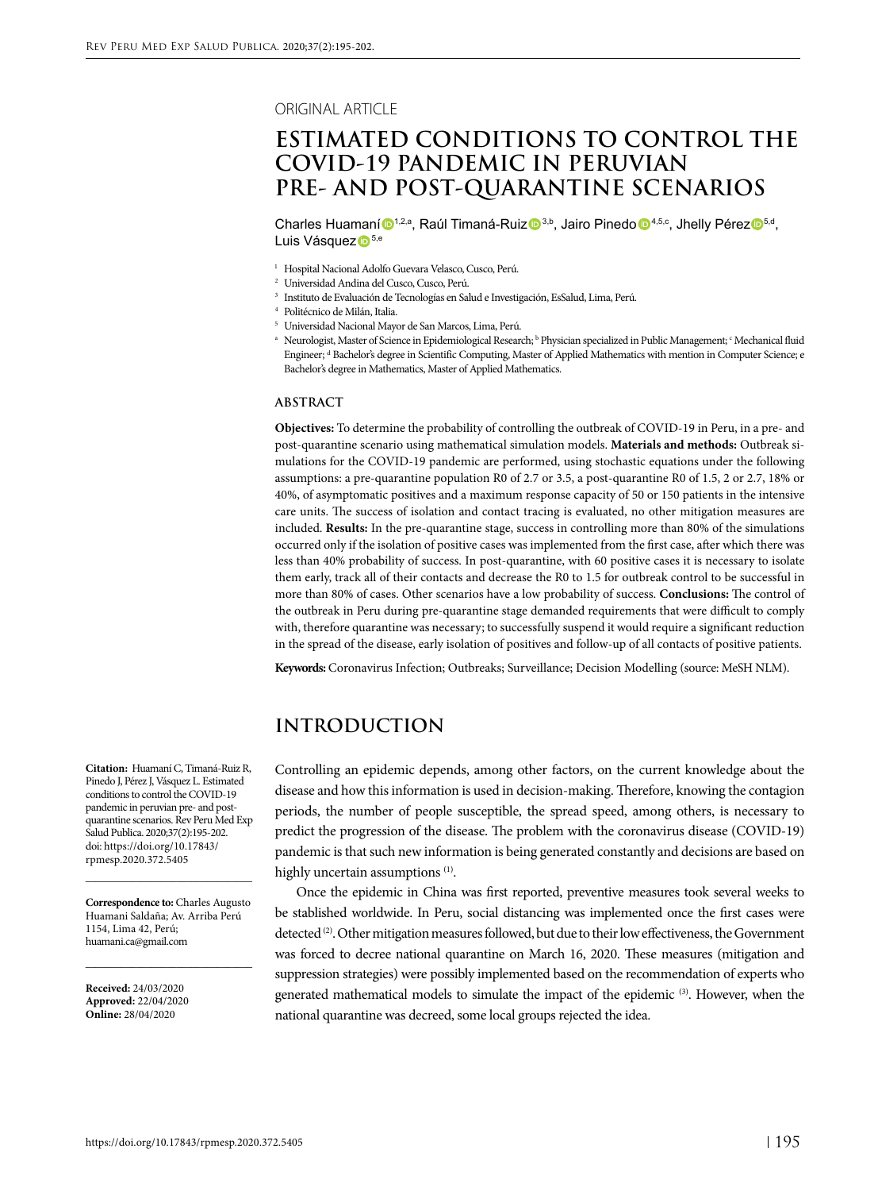ORIGINAL ARTICLE

# ESTIMATED CONDITIONS TO CONTROL THE COVID-19 PANDEMIC IN PERUVIAN PRE- AND POST-QUARANTINE SCENARIOS

Charles Huamaní[1,2,a], Raúl Timaná-Ruiz[3,b], Jairo Pinedo[4,5,c], Jhelly Pérez[5,d], Luis Vásquez[5,e]

[1] Hospital Nacional Adolfo Guevara Velasco, Cusco, Perú.
[2] Universidad Andina del Cusco, Cusco, Perú.
[3] Instituto de Evaluación de Tecnologías en Salud e Investigación, EsSalud, Lima, Perú.
[4] Politécnico de Milán, Italia.
[5] Universidad Nacional Mayor de San Marcos, Lima, Perú.
[a] Neurologist, Master of Science in Epidemiological Research; [b] Physician specialized in Public Management; [c] Mechanical fluid Engineer; [d] Bachelor's degree in Scientific Computing, Master of Applied Mathematics with mention in Computer Science; [e] Bachelor's degree in Mathematics, Master of Applied Mathematics.

## ABSTRACT

**Objectives:** To determine the probability of controlling the outbreak of COVID-19 in Peru, in a pre- and post-quarantine scenario using mathematical simulation models. **Materials and methods:** Outbreak simulations for the COVID-19 pandemic are performed, using stochastic equations under the following assumptions: a pre-quarantine population R0 of 2.7 or 3.5, a post-quarantine R0 of 1.5, 2 or 2.7, 18% or 40%, of asymptomatic positives and a maximum response capacity of 50 or 150 patients in the intensive care units. The success of isolation and contact tracing is evaluated, no other mitigation measures are included. **Results:** In the pre-quarantine stage, success in controlling more than 80% of the simulations occurred only if the isolation of positive cases was implemented from the first case, after which there was less than 40% probability of success. In post-quarantine, with 60 positive cases it is necessary to isolate them early, track all of their contacts and decrease the R0 to 1.5 for outbreak control to be successful in more than 80% of cases. Other scenarios have a low probability of success. **Conclusions:** The control of the outbreak in Peru during pre-quarantine stage demanded requirements that were difficult to comply with, therefore quarantine was necessary; to successfully suspend it would require a significant reduction in the spread of the disease, early isolation of positives and follow-up of all contacts of positive patients.

**Keywords:** Coronavirus Infection; Outbreaks; Surveillance; Decision Modelling (source: MeSH NLM).

**Citation:** Huamaní C, Timaná-Ruiz R, Pinedo J, Pérez J, Vásquez L. Estimated conditions to control the COVID-19 pandemic in peruvian pre- and post-quarantine scenarios. Rev Peru Med Exp Salud Publica. 2020;37(2):195-202. doi: https://doi.org/10.17843/rpmesp.2020.372.5405

**Correspondence to:** Charles Augusto Huamani Saldaña; Av. Arriba Perú 1154, Lima 42, Perú; huamani.ca@gmail.com

**Received:** 24/03/2020
**Approved:** 22/04/2020
**Online:** 28/04/2020

## INTRODUCTION

Controlling an epidemic depends, among other factors, on the current knowledge about the disease and how this information is used in decision-making. Therefore, knowing the contagion periods, the number of people susceptible, the spread speed, among others, is necessary to predict the progression of the disease. The problem with the coronavirus disease (COVID-19) pandemic is that such new information is being generated constantly and decisions are based on highly uncertain assumptions [1].

Once the epidemic in China was first reported, preventive measures took several weeks to be stablished worldwide. In Peru, social distancing was implemented once the first cases were detected [2]. Other mitigation measures followed, but due to their low effectiveness, the Government was forced to decree national quarantine on March 16, 2020. These measures (mitigation and suppression strategies) were possibly implemented based on the recommendation of experts who generated mathematical models to simulate the impact of the epidemic [3]. However, when the national quarantine was decreed, some local groups rejected the idea.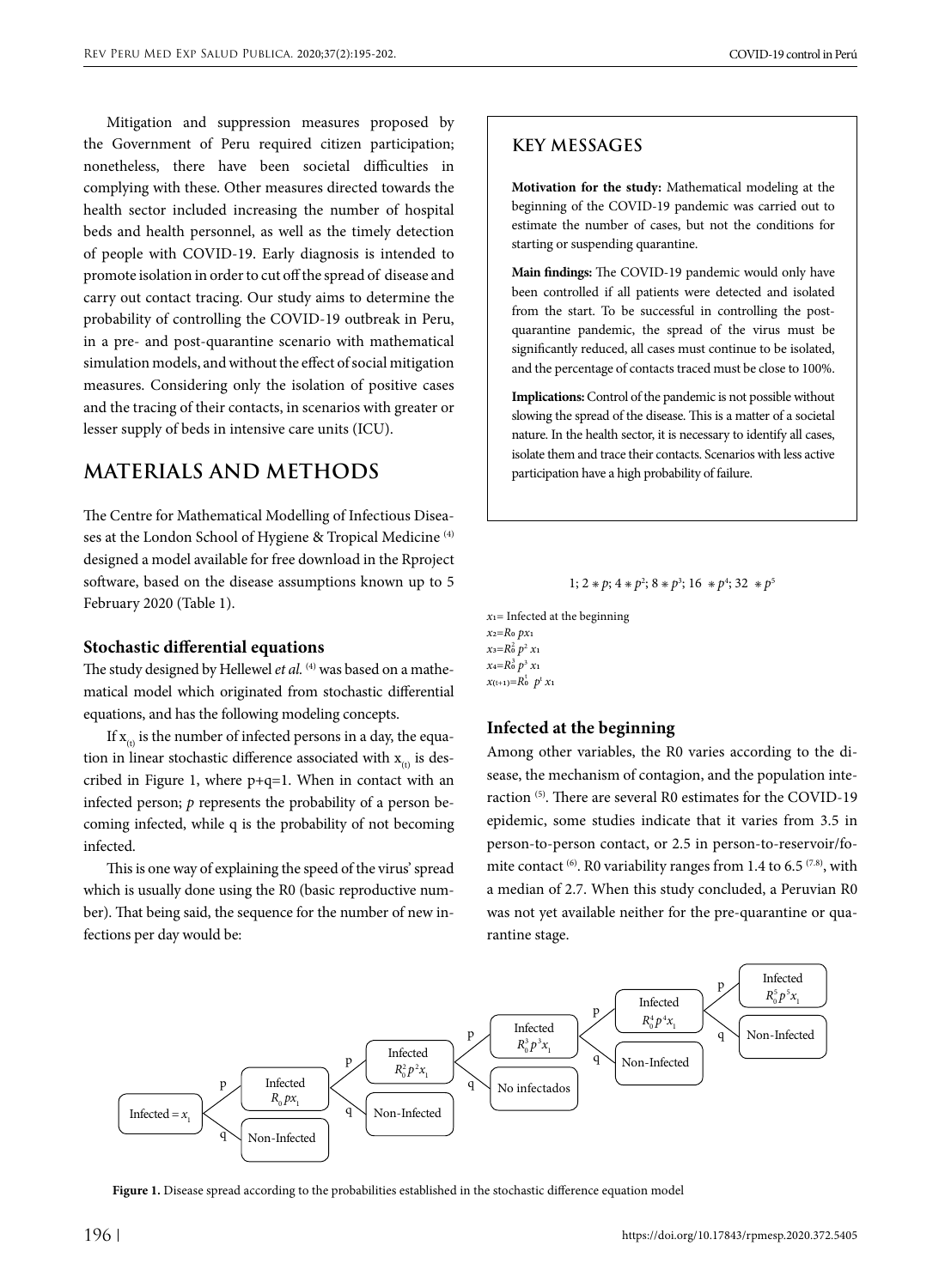Mitigation and suppression measures proposed by the Government of Peru required citizen participation; nonetheless, there have been societal difficulties in complying with these. Other measures directed towards the health sector included increasing the number of hospital beds and health personnel, as well as the timely detection of people with COVID-19. Early diagnosis is intended to promote isolation in order to cut off the spread of disease and carry out contact tracing. Our study aims to determine the probability of controlling the COVID-19 outbreak in Peru, in a pre- and post-quarantine scenario with mathematical simulation models, and without the effect of social mitigation measures. Considering only the isolation of positive cases and the tracing of their contacts, in scenarios with greater or lesser supply of beds in intensive care units (ICU).

## MATERIALS AND METHODS

The Centre for Mathematical Modelling of Infectious Diseases at the London School of Hygiene & Tropical Medicine [4] designed a model available for free download in the Rproject software, based on the disease assumptions known up to 5 February 2020 (Table 1).

### Stochastic differential equations

The study designed by Hellewel *et al.* [4] was based on a mathematical model which originated from stochastic differential equations, and has the following modeling concepts.

If $x_{(t)}$ is the number of infected persons in a day, the equation in linear stochastic difference associated with $x_{(t)}$ is described in Figure 1, where p+q=1. When in contact with an infected person; *p* represents the probability of a person becoming infected, while q is the probability of not becoming infected.

This is one way of explaining the speed of the virus' spread which is usually done using the R0 (basic reproductive number). That being said, the sequence for the number of new infections per day would be:

$$1;\ 2*p;\ 4*p^2;\ 8*p^3;\ 16\ *p^4;\ 32\ *p^5$$

$x_1$= Infected at the beginning
$x_2=R_0\ p x_1$
$x_3=R_0^2\ p^2\ x_1$
$x_4=R_0^3\ p^3\ x_1$
$x_{(t+1)}=R_0^t\ \ p^t\ x_1$

### KEY MESSAGES

**Motivation for the study:** Mathematical modeling at the beginning of the COVID-19 pandemic was carried out to estimate the number of cases, but not the conditions for starting or suspending quarantine.

**Main findings:** The COVID-19 pandemic would only have been controlled if all patients were detected and isolated from the start. To be successful in controlling the post-quarantine pandemic, the spread of the virus must be significantly reduced, all cases must continue to be isolated, and the percentage of contacts traced must be close to 100%.

**Implications:** Control of the pandemic is not possible without slowing the spread of the disease. This is a matter of a societal nature. In the health sector, it is necessary to identify all cases, isolate them and trace their contacts. Scenarios with less active participation have a high probability of failure.

### Infected at the beginning

Among other variables, the R0 varies according to the disease, the mechanism of contagion, and the population interaction [5]. There are several R0 estimates for the COVID-19 epidemic, some studies indicate that it varies from 3.5 in person-to-person contact, or 2.5 in person-to-reservoir/fomite contact [6]. R0 variability ranges from 1.4 to 6.5 [7,8], with a median of 2.7. When this study concluded, a Peruvian R0 was not yet available neither for the pre-quarantine or quarantine stage.

Infected $= x_1$ → p: Infected $R_0 p x_1$ / q: Non-Infected → p: Infected $R_0^2 p^2 x_1$ / q: Non-Infected → p: Infected $R_0^3 p^3 x_1$ / q: No infectados → p: Infected $R_0^4 p^4 x_1$ / q: Non-Infected → p: Infected $R_0^5 p^5 x_1$ / q: Non-Infected

**Figure 1.** Disease spread according to the probabilities established in the stochastic difference equation model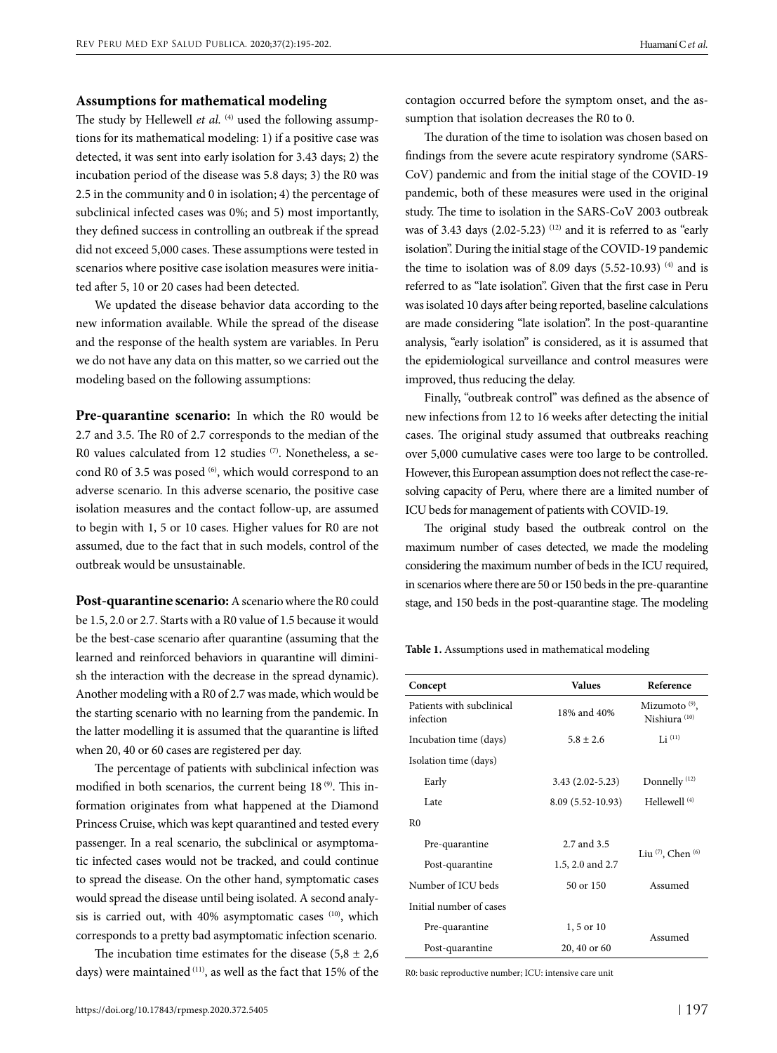### Assumptions for mathematical modeling

The study by Hellewell *et al.* [4] used the following assumptions for its mathematical modeling: 1) if a positive case was detected, it was sent into early isolation for 3.43 days; 2) the incubation period of the disease was 5.8 days; 3) the R0 was 2.5 in the community and 0 in isolation; 4) the percentage of subclinical infected cases was 0%; and 5) most importantly, they defined success in controlling an outbreak if the spread did not exceed 5,000 cases. These assumptions were tested in scenarios where positive case isolation measures were initiated after 5, 10 or 20 cases had been detected.

We updated the disease behavior data according to the new information available. While the spread of the disease and the response of the health system are variables. In Peru we do not have any data on this matter, so we carried out the modeling based on the following assumptions:

**Pre-quarantine scenario:** In which the R0 would be 2.7 and 3.5. The R0 of 2.7 corresponds to the median of the R0 values calculated from 12 studies [7]. Nonetheless, a second R0 of 3.5 was posed [6], which would correspond to an adverse scenario. In this adverse scenario, the positive case isolation measures and the contact follow-up, are assumed to begin with 1, 5 or 10 cases. Higher values for R0 are not assumed, due to the fact that in such models, control of the outbreak would be unsustainable.

**Post-quarantine scenario:** A scenario where the R0 could be 1.5, 2.0 or 2.7. Starts with a R0 value of 1.5 because it would be the best-case scenario after quarantine (assuming that the learned and reinforced behaviors in quarantine will diminish the interaction with the decrease in the spread dynamic). Another modeling with a R0 of 2.7 was made, which would be the starting scenario with no learning from the pandemic. In the latter modelling it is assumed that the quarantine is lifted when 20, 40 or 60 cases are registered per day.

The percentage of patients with subclinical infection was modified in both scenarios, the current being 18 [9]. This information originates from what happened at the Diamond Princess Cruise, which was kept quarantined and tested every passenger. In a real scenario, the subclinical or asymptomatic infected cases would not be tracked, and could continue to spread the disease. On the other hand, symptomatic cases would spread the disease until being isolated. A second analysis is carried out, with 40% asymptomatic cases [10], which corresponds to a pretty bad asymptomatic infection scenario.

The incubation time estimates for the disease (5,8 ± 2,6 days) were maintained [11], as well as the fact that 15% of the contagion occurred before the symptom onset, and the assumption that isolation decreases the R0 to 0.

The duration of the time to isolation was chosen based on findings from the severe acute respiratory syndrome (SARS-CoV) pandemic and from the initial stage of the COVID-19 pandemic, both of these measures were used in the original study. The time to isolation in the SARS-CoV 2003 outbreak was of 3.43 days (2.02-5.23) [12] and it is referred to as "early isolation". During the initial stage of the COVID-19 pandemic the time to isolation was of 8.09 days (5.52-10.93) [4] and is referred to as "late isolation". Given that the first case in Peru was isolated 10 days after being reported, baseline calculations are made considering "late isolation". In the post-quarantine analysis, "early isolation" is considered, as it is assumed that the epidemiological surveillance and control measures were improved, thus reducing the delay.

Finally, "outbreak control" was defined as the absence of new infections from 12 to 16 weeks after detecting the initial cases. The original study assumed that outbreaks reaching over 5,000 cumulative cases were too large to be controlled. However, this European assumption does not reflect the case-resolving capacity of Peru, where there are a limited number of ICU beds for management of patients with COVID-19.

The original study based the outbreak control on the maximum number of cases detected, we made the modeling considering the maximum number of beds in the ICU required, in scenarios where there are 50 or 150 beds in the pre-quarantine stage, and 150 beds in the post-quarantine stage. The modeling

**Table 1.** Assumptions used in mathematical modeling

| Concept | Values | Reference |
|---|---|---|
| Patients with subclinical infection | 18% and 40% | Mizumoto [9], Nishiura [10] |
| Incubation time (days) | 5.8 ± 2.6 | Li [11] |
| Isolation time (days) | | |
| Early | 3.43 (2.02-5.23) | Donnelly [12] |
| Late | 8.09 (5.52-10.93) | Hellewell [4] |
| R0 | | |
| Pre-quarantine | 2.7 and 3.5 | Liu [7], Chen [6] |
| Post-quarantine | 1.5, 2.0 and 2.7 | |
| Number of ICU beds | 50 or 150 | Assumed |
| Initial number of cases | | |
| Pre-quarantine | 1, 5 or 10 | Assumed |
| Post-quarantine | 20, 40 or 60 | |

R0: basic reproductive number; ICU: intensive care unit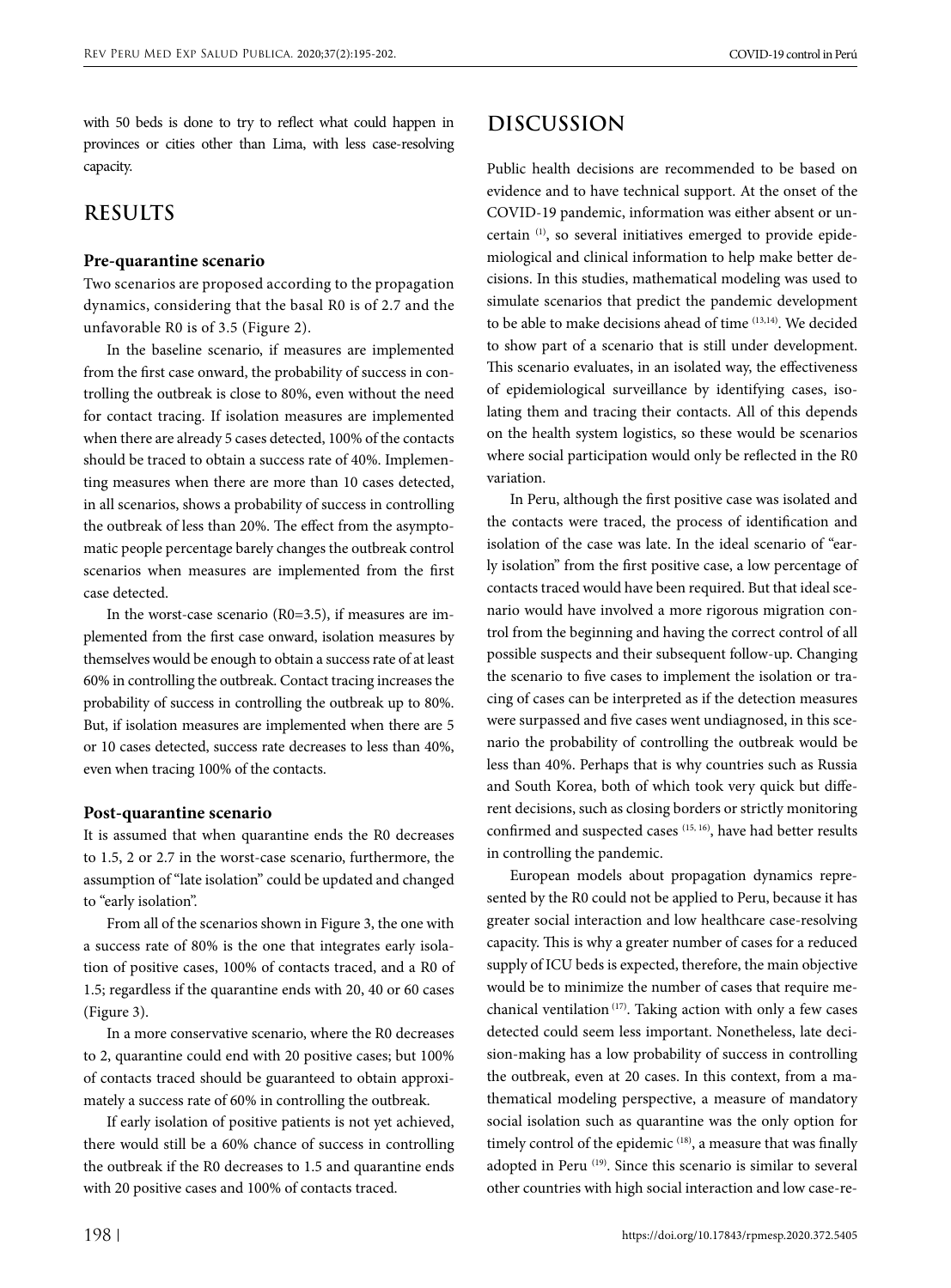with 50 beds is done to try to reflect what could happen in provinces or cities other than Lima, with less case-resolving capacity.

## RESULTS

### Pre-quarantine scenario

Two scenarios are proposed according to the propagation dynamics, considering that the basal R0 is of 2.7 and the unfavorable R0 is of 3.5 (Figure 2).

In the baseline scenario, if measures are implemented from the first case onward, the probability of success in controlling the outbreak is close to 80%, even without the need for contact tracing. If isolation measures are implemented when there are already 5 cases detected, 100% of the contacts should be traced to obtain a success rate of 40%. Implementing measures when there are more than 10 cases detected, in all scenarios, shows a probability of success in controlling the outbreak of less than 20%. The effect from the asymptomatic people percentage barely changes the outbreak control scenarios when measures are implemented from the first case detected.

In the worst-case scenario (R0=3.5), if measures are implemented from the first case onward, isolation measures by themselves would be enough to obtain a success rate of at least 60% in controlling the outbreak. Contact tracing increases the probability of success in controlling the outbreak up to 80%. But, if isolation measures are implemented when there are 5 or 10 cases detected, success rate decreases to less than 40%, even when tracing 100% of the contacts.

### Post-quarantine scenario

It is assumed that when quarantine ends the R0 decreases to 1.5, 2 or 2.7 in the worst-case scenario, furthermore, the assumption of "late isolation" could be updated and changed to "early isolation".

From all of the scenarios shown in Figure 3, the one with a success rate of 80% is the one that integrates early isolation of positive cases, 100% of contacts traced, and a R0 of 1.5; regardless if the quarantine ends with 20, 40 or 60 cases (Figure 3).

In a more conservative scenario, where the R0 decreases to 2, quarantine could end with 20 positive cases; but 100% of contacts traced should be guaranteed to obtain approximately a success rate of 60% in controlling the outbreak.

If early isolation of positive patients is not yet achieved, there would still be a 60% chance of success in controlling the outbreak if the R0 decreases to 1.5 and quarantine ends with 20 positive cases and 100% of contacts traced.

## DISCUSSION

Public health decisions are recommended to be based on evidence and to have technical support. At the onset of the COVID-19 pandemic, information was either absent or uncertain [1], so several initiatives emerged to provide epidemiological and clinical information to help make better decisions. In this studies, mathematical modeling was used to simulate scenarios that predict the pandemic development to be able to make decisions ahead of time [13,14]. We decided to show part of a scenario that is still under development. This scenario evaluates, in an isolated way, the effectiveness of epidemiological surveillance by identifying cases, isolating them and tracing their contacts. All of this depends on the health system logistics, so these would be scenarios where social participation would only be reflected in the R0 variation.

In Peru, although the first positive case was isolated and the contacts were traced, the process of identification and isolation of the case was late. In the ideal scenario of "early isolation" from the first positive case, a low percentage of contacts traced would have been required. But that ideal scenario would have involved a more rigorous migration control from the beginning and having the correct control of all possible suspects and their subsequent follow-up. Changing the scenario to five cases to implement the isolation or tracing of cases can be interpreted as if the detection measures were surpassed and five cases went undiagnosed, in this scenario the probability of controlling the outbreak would be less than 40%. Perhaps that is why countries such as Russia and South Korea, both of which took very quick but different decisions, such as closing borders or strictly monitoring confirmed and suspected cases [15, 16], have had better results in controlling the pandemic.

European models about propagation dynamics represented by the R0 could not be applied to Peru, because it has greater social interaction and low healthcare case-resolving capacity. This is why a greater number of cases for a reduced supply of ICU beds is expected, therefore, the main objective would be to minimize the number of cases that require mechanical ventilation [17]. Taking action with only a few cases detected could seem less important. Nonetheless, late decision-making has a low probability of success in controlling the outbreak, even at 20 cases. In this context, from a mathematical modeling perspective, a measure of mandatory social isolation such as quarantine was the only option for timely control of the epidemic [18], a measure that was finally adopted in Peru [19]. Since this scenario is similar to several other countries with high social interaction and low case-re-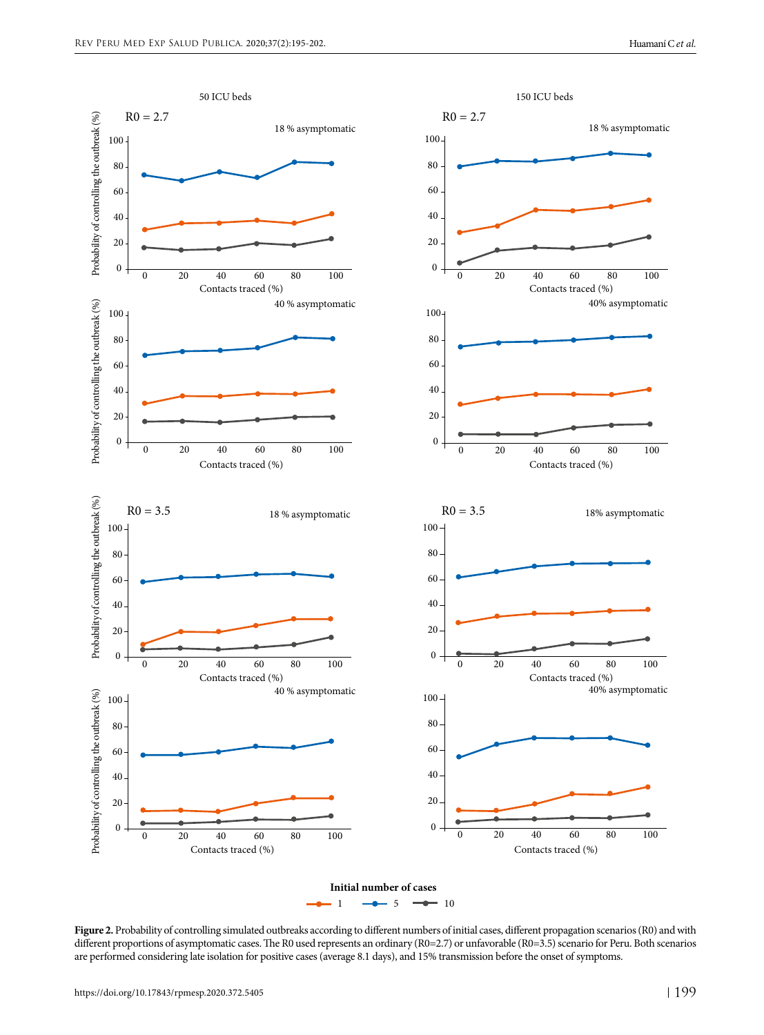Figure 2. Probability of controlling simulated outbreaks according to different numbers of initial cases, different propagation scenarios (R0) and with different proportions of asymptomatic cases. The R0 used represents an ordinary (R0=2.7) or unfavorable (R0=3.5) scenario for Peru. Both scenarios are performed considering late isolation for positive cases (average 8.1 days), and 15% transmission before the onset of symptoms.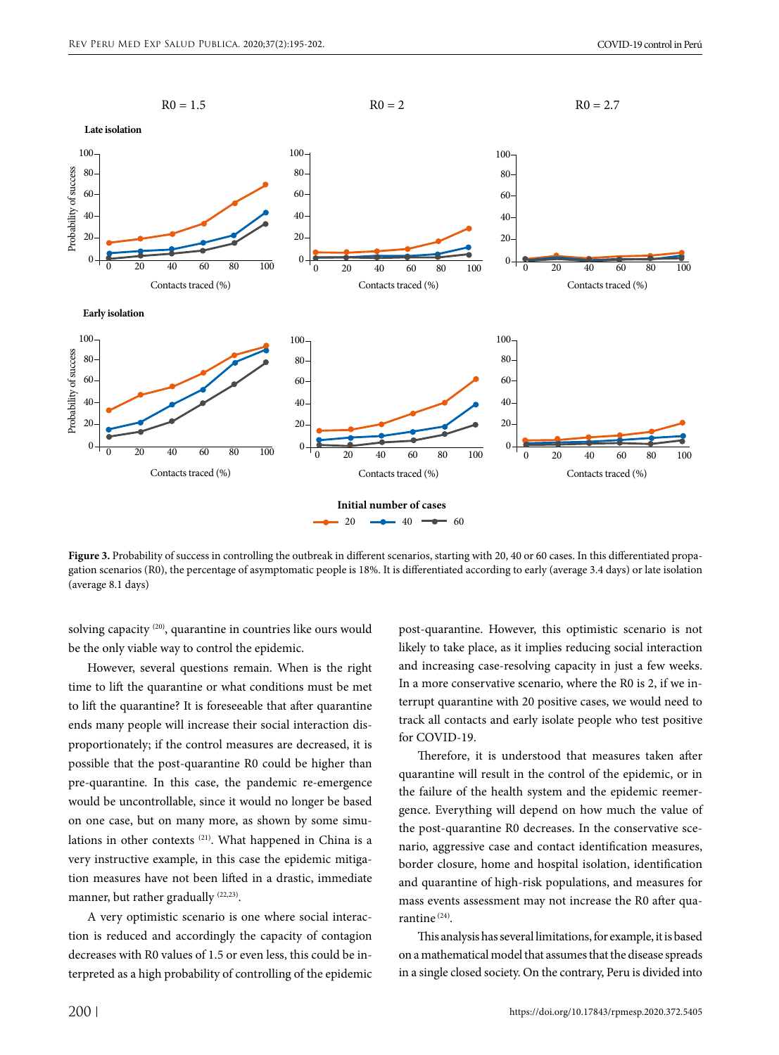**Figure 3.** Probability of success in controlling the outbreak in different scenarios, starting with 20, 40 or 60 cases. In this differentiated propagation scenarios (R0), the percentage of asymptomatic people is 18%. It is differentiated according to early (average 3.4 days) or late isolation (average 8.1 days)

solving capacity [20], quarantine in countries like ours would be the only viable way to control the epidemic.

However, several questions remain. When is the right time to lift the quarantine or what conditions must be met to lift the quarantine? It is foreseeable that after quarantine ends many people will increase their social interaction disproportionately; if the control measures are decreased, it is possible that the post-quarantine R0 could be higher than pre-quarantine. In this case, the pandemic re-emergence would be uncontrollable, since it would no longer be based on one case, but on many more, as shown by some simulations in other contexts [21]. What happened in China is a very instructive example, in this case the epidemic mitigation measures have not been lifted in a drastic, immediate manner, but rather gradually [22,23].

A very optimistic scenario is one where social interaction is reduced and accordingly the capacity of contagion decreases with R0 values of 1.5 or even less, this could be interpreted as a high probability of controlling of the epidemic post-quarantine. However, this optimistic scenario is not likely to take place, as it implies reducing social interaction and increasing case-resolving capacity in just a few weeks. In a more conservative scenario, where the R0 is 2, if we interrupt quarantine with 20 positive cases, we would need to track all contacts and early isolate people who test positive for COVID-19.

Therefore, it is understood that measures taken after quarantine will result in the control of the epidemic, or in the failure of the health system and the epidemic reemergence. Everything will depend on how much the value of the post-quarantine R0 decreases. In the conservative scenario, aggressive case and contact identification measures, border closure, home and hospital isolation, identification and quarantine of high-risk populations, and measures for mass events assessment may not increase the R0 after quarantine [24].

This analysis has several limitations, for example, it is based on a mathematical model that assumes that the disease spreads in a single closed society. On the contrary, Peru is divided into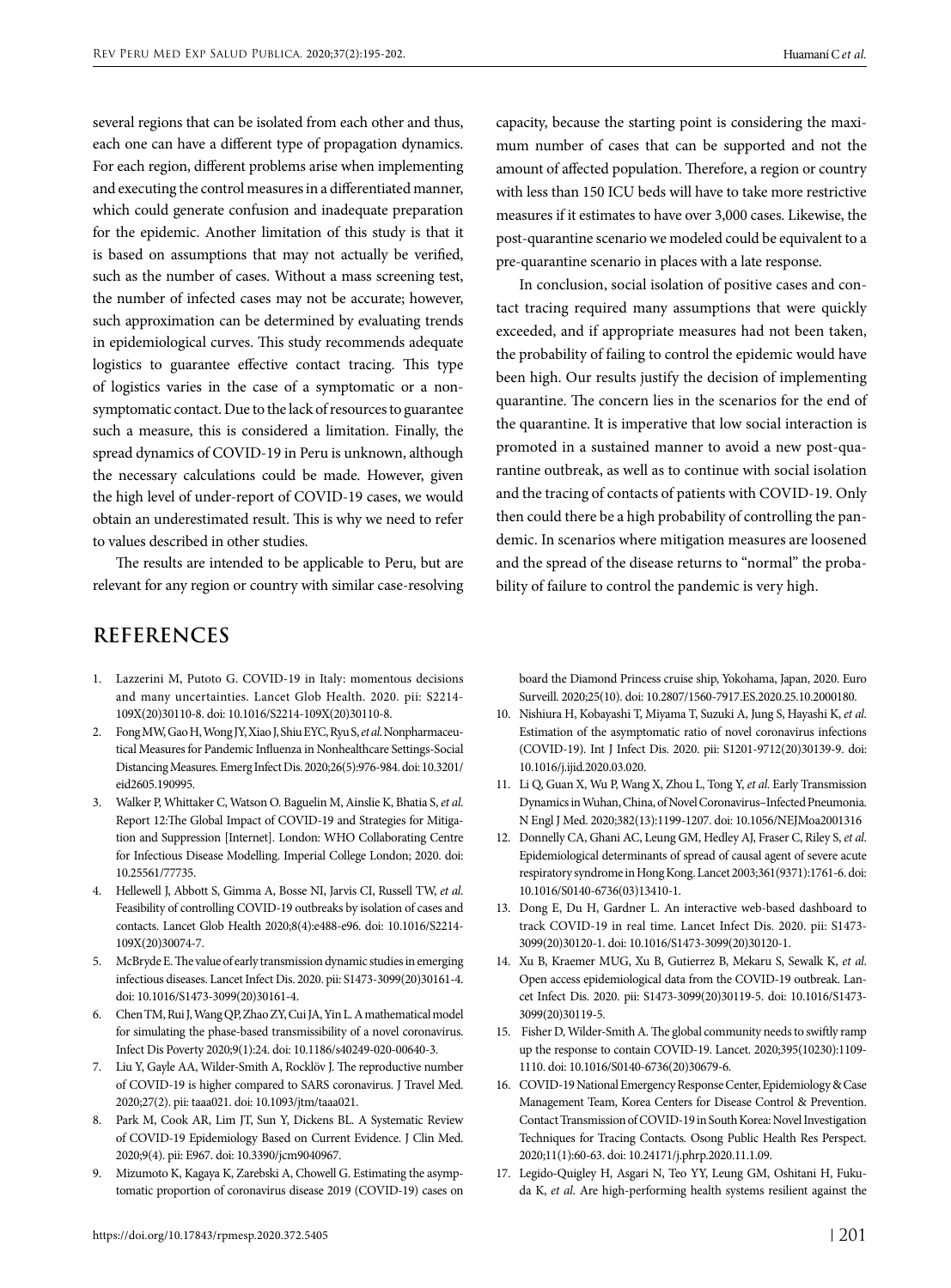several regions that can be isolated from each other and thus, each one can have a different type of propagation dynamics. For each region, different problems arise when implementing and executing the control measures in a differentiated manner, which could generate confusion and inadequate preparation for the epidemic. Another limitation of this study is that it is based on assumptions that may not actually be verified, such as the number of cases. Without a mass screening test, the number of infected cases may not be accurate; however, such approximation can be determined by evaluating trends in epidemiological curves. This study recommends adequate logistics to guarantee effective contact tracing. This type of logistics varies in the case of a symptomatic or a non-symptomatic contact. Due to the lack of resources to guarantee such a measure, this is considered a limitation. Finally, the spread dynamics of COVID-19 in Peru is unknown, although the necessary calculations could be made. However, given the high level of under-report of COVID-19 cases, we would obtain an underestimated result. This is why we need to refer to values described in other studies.

The results are intended to be applicable to Peru, but are relevant for any region or country with similar case-resolving capacity, because the starting point is considering the maximum number of cases that can be supported and not the amount of affected population. Therefore, a region or country with less than 150 ICU beds will have to take more restrictive measures if it estimates to have over 3,000 cases. Likewise, the post-quarantine scenario we modeled could be equivalent to a pre-quarantine scenario in places with a late response.

In conclusion, social isolation of positive cases and contact tracing required many assumptions that were quickly exceeded, and if appropriate measures had not been taken, the probability of failing to control the epidemic would have been high. Our results justify the decision of implementing quarantine. The concern lies in the scenarios for the end of the quarantine. It is imperative that low social interaction is promoted in a sustained manner to avoid a new post-quarantine outbreak, as well as to continue with social isolation and the tracing of contacts of patients with COVID-19. Only then could there be a high probability of controlling the pandemic. In scenarios where mitigation measures are loosened and the spread of the disease returns to "normal" the probability of failure to control the pandemic is very high.

## REFERENCES

1. Lazzerini M, Putoto G. COVID-19 in Italy: momentous decisions and many uncertainties. Lancet Glob Health. 2020. pii: S2214-109X(20)30110-8. doi: 10.1016/S2214-109X(20)30110-8.
2. Fong MW, Gao H, Wong JY, Xiao J, Shiu EYC, Ryu S, *et al*. Nonpharmaceutical Measures for Pandemic Influenza in Nonhealthcare Settings-Social Distancing Measures. Emerg Infect Dis. 2020;26(5):976-984. doi: 10.3201/eid2605.190995.
3. Walker P, Whittaker C, Watson O. Baguelin M, Ainslie K, Bhatia S, *et al*. Report 12:The Global Impact of COVID-19 and Strategies for Mitigation and Suppression [Internet]. London: WHO Collaborating Centre for Infectious Disease Modelling. Imperial College London; 2020. doi: 10.25561/77735.
4. Hellewell J, Abbott S, Gimma A, Bosse NI, Jarvis CI, Russell TW, *et al*. Feasibility of controlling COVID-19 outbreaks by isolation of cases and contacts. Lancet Glob Health 2020;8(4):e488-e96. doi: 10.1016/S2214-109X(20)30074-7.
5. McBryde E. The value of early transmission dynamic studies in emerging infectious diseases. Lancet Infect Dis. 2020. pii: S1473-3099(20)30161-4. doi: 10.1016/S1473-3099(20)30161-4.
6. Chen TM, Rui J, Wang QP, Zhao ZY, Cui JA, Yin L. A mathematical model for simulating the phase-based transmissibility of a novel coronavirus. Infect Dis Poverty 2020;9(1):24. doi: 10.1186/s40249-020-00640-3.
7. Liu Y, Gayle AA, Wilder-Smith A, Rocklöv J. The reproductive number of COVID-19 is higher compared to SARS coronavirus. J Travel Med. 2020;27(2). pii: taaa021. doi: 10.1093/jtm/taaa021.
8. Park M, Cook AR, Lim JT, Sun Y, Dickens BL. A Systematic Review of COVID-19 Epidemiology Based on Current Evidence. J Clin Med. 2020;9(4). pii: E967. doi: 10.3390/jcm9040967.
9. Mizumoto K, Kagaya K, Zarebski A, Chowell G. Estimating the asymptomatic proportion of coronavirus disease 2019 (COVID-19) cases on board the Diamond Princess cruise ship, Yokohama, Japan, 2020. Euro Surveill. 2020;25(10). doi: 10.2807/1560-7917.ES.2020.25.10.2000180.
10. Nishiura H, Kobayashi T, Miyama T, Suzuki A, Jung S, Hayashi K, *et al*. Estimation of the asymptomatic ratio of novel coronavirus infections (COVID-19). Int J Infect Dis. 2020. pii: S1201-9712(20)30139-9. doi: 10.1016/j.ijid.2020.03.020.
11. Li Q, Guan X, Wu P, Wang X, Zhou L, Tong Y, *et al*. Early Transmission Dynamics in Wuhan, China, of Novel Coronavirus–Infected Pneumonia. N Engl J Med. 2020;382(13):1199-1207. doi: 10.1056/NEJMoa2001316
12. Donnelly CA, Ghani AC, Leung GM, Hedley AJ, Fraser C, Riley S, *et al*. Epidemiological determinants of spread of causal agent of severe acute respiratory syndrome in Hong Kong. Lancet 2003;361(9371):1761-6. doi: 10.1016/S0140-6736(03)13410-1.
13. Dong E, Du H, Gardner L. An interactive web-based dashboard to track COVID-19 in real time. Lancet Infect Dis. 2020. pii: S1473-3099(20)30120-1. doi: 10.1016/S1473-3099(20)30120-1.
14. Xu B, Kraemer MUG, Xu B, Gutierrez B, Mekaru S, Sewalk K, *et al*. Open access epidemiological data from the COVID-19 outbreak. Lancet Infect Dis. 2020. pii: S1473-3099(20)30119-5. doi: 10.1016/S1473-3099(20)30119-5.
15. Fisher D, Wilder-Smith A. The global community needs to swiftly ramp up the response to contain COVID-19. Lancet. 2020;395(10230):1109-1110. doi: 10.1016/S0140-6736(20)30679-6.
16. COVID-19 National Emergency Response Center, Epidemiology & Case Management Team, Korea Centers for Disease Control & Prevention. Contact Transmission of COVID-19 in South Korea: Novel Investigation Techniques for Tracing Contacts. Osong Public Health Res Perspect. 2020;11(1):60-63. doi: 10.24171/j.phrp.2020.11.1.09.
17. Legido-Quigley H, Asgari N, Teo YY, Leung GM, Oshitani H, Fukuda K, *et al*. Are high-performing health systems resilient against the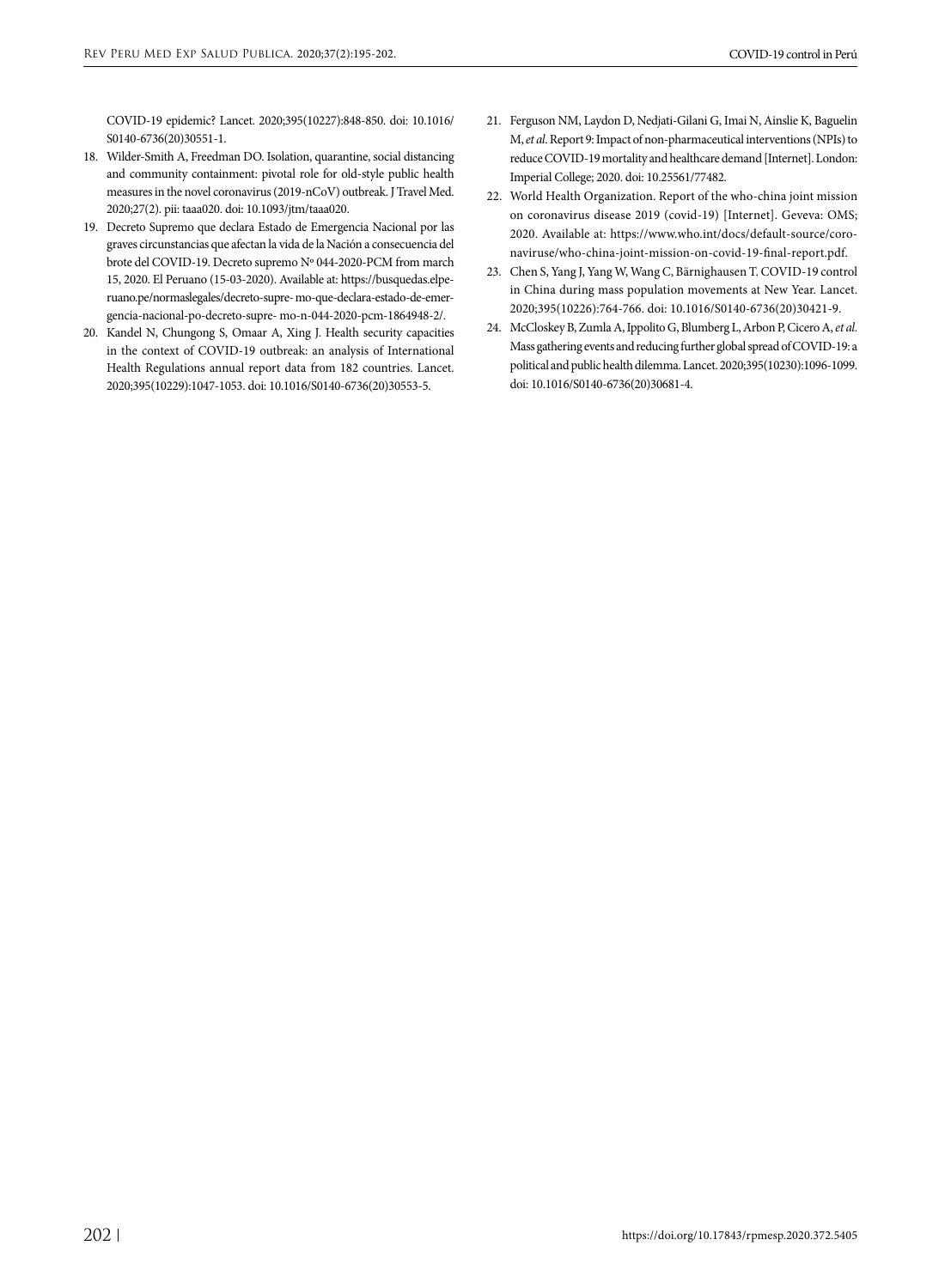COVID-19 epidemic? Lancet. 2020;395(10227):848-850. doi: 10.1016/S0140-6736(20)30551-1.

18. Wilder-Smith A, Freedman DO. Isolation, quarantine, social distancing and community containment: pivotal role for old-style public health measures in the novel coronavirus (2019-nCoV) outbreak. J Travel Med. 2020;27(2). pii: taaa020. doi: 10.1093/jtm/taaa020.
19. Decreto Supremo que declara Estado de Emergencia Nacional por las graves circunstancias que afectan la vida de la Nación a consecuencia del brote del COVID-19. Decreto supremo Nº 044-2020-PCM from march 15, 2020. El Peruano (15-03-2020). Available at: https://busquedas.elperuano.pe/normaslegales/decreto-supre- mo-que-declara-estado-de-emergencia-nacional-po-decreto-supre- mo-n-044-2020-pcm-1864948-2/.
20. Kandel N, Chungong S, Omaar A, Xing J. Health security capacities in the context of COVID-19 outbreak: an analysis of International Health Regulations annual report data from 182 countries. Lancet. 2020;395(10229):1047-1053. doi: 10.1016/S0140-6736(20)30553-5.
21. Ferguson NM, Laydon D, Nedjati-Gilani G, Imai N, Ainslie K, Baguelin M, *et al*. Report 9: Impact of non-pharmaceutical interventions (NPIs) to reduce COVID-19 mortality and healthcare demand [Internet]. London: Imperial College; 2020. doi: 10.25561/77482.
22. World Health Organization. Report of the who-china joint mission on coronavirus disease 2019 (covid-19) [Internet]. Geveva: OMS; 2020. Available at: https://www.who.int/docs/default-source/coronaviruse/who-china-joint-mission-on-covid-19-final-report.pdf.
23. Chen S, Yang J, Yang W, Wang C, Bärnighausen T. COVID-19 control in China during mass population movements at New Year. Lancet. 2020;395(10226):764-766. doi: 10.1016/S0140-6736(20)30421-9.
24. McCloskey B, Zumla A, Ippolito G, Blumberg L, Arbon P, Cicero A, *et al*. Mass gathering events and reducing further global spread of COVID-19: a political and public health dilemma. Lancet. 2020;395(10230):1096-1099. doi: 10.1016/S0140-6736(20)30681-4.